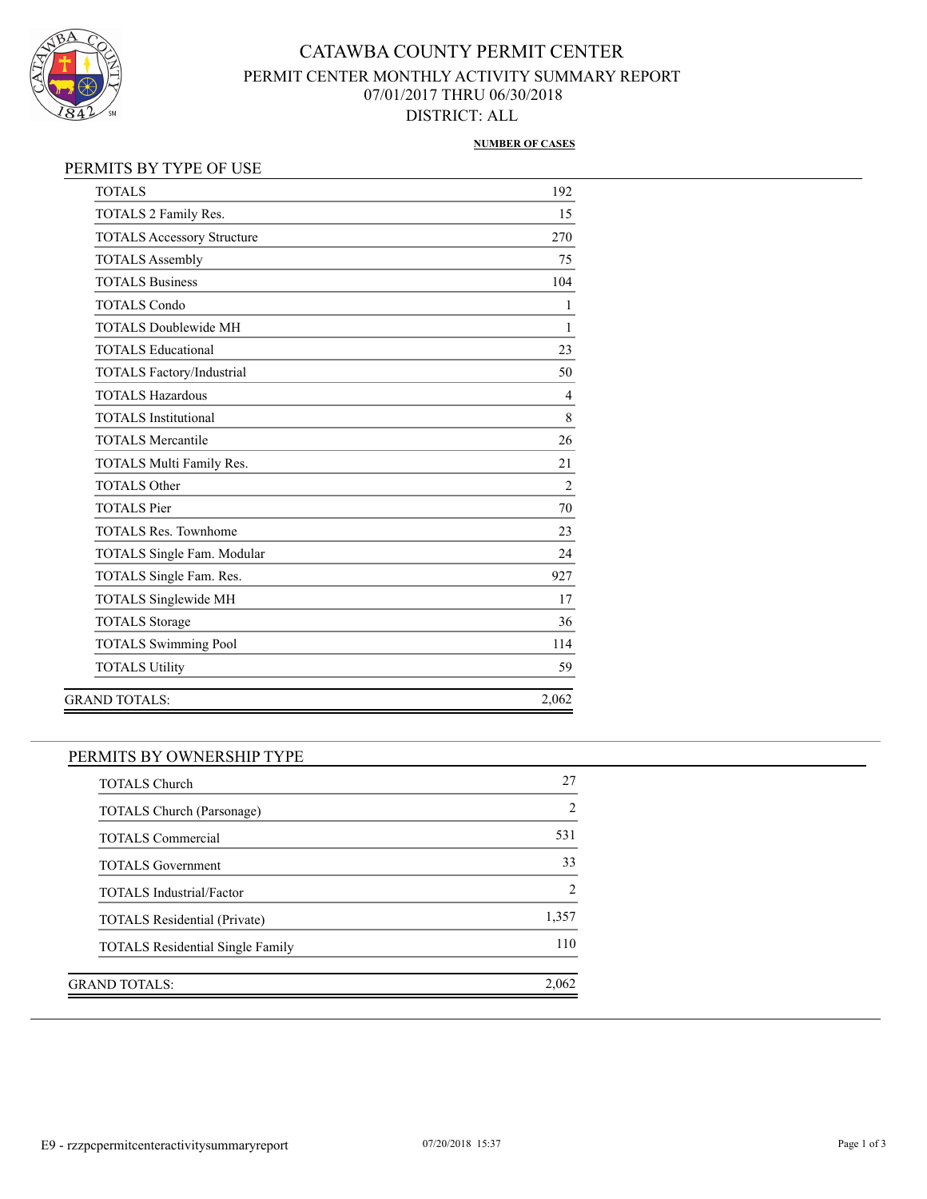# CATAWBA COUNTY PERMIT CENTER

## PERMIT CENTER MONTHLY ACTIVITY SUMMARY REPORT

07/01/2017 THRU 06/30/2018

DISTRICT: ALL

### PERMITS BY TYPE OF USE

| | NUMBER OF CASES |
|---|---|
| TOTALS | 192 |
| TOTALS 2 Family Res. | 15 |
| TOTALS Accessory Structure | 270 |
| TOTALS Assembly | 75 |
| TOTALS Business | 104 |
| TOTALS Condo | 1 |
| TOTALS Doublewide MH | 1 |
| TOTALS Educational | 23 |
| TOTALS Factory/Industrial | 50 |
| TOTALS Hazardous | 4 |
| TOTALS Institutional | 8 |
| TOTALS Mercantile | 26 |
| TOTALS Multi Family Res. | 21 |
| TOTALS Other | 2 |
| TOTALS Pier | 70 |
| TOTALS Res. Townhome | 23 |
| TOTALS Single Fam. Modular | 24 |
| TOTALS Single Fam. Res. | 927 |
| TOTALS Singlewide MH | 17 |
| TOTALS Storage | 36 |
| TOTALS Swimming Pool | 114 |
| TOTALS Utility | 59 |
| GRAND TOTALS: | 2,062 |

### PERMITS BY OWNERSHIP TYPE

| | NUMBER OF CASES |
|---|---|
| TOTALS Church | 27 |
| TOTALS Church (Parsonage) | 2 |
| TOTALS Commercial | 531 |
| TOTALS Government | 33 |
| TOTALS Industrial/Factor | 2 |
| TOTALS Residential (Private) | 1,357 |
| TOTALS Residential Single Family | 110 |
| GRAND TOTALS: | 2,062 |

E9 - rzzpcpermitcenteractivitysummaryreport 07/20/2018 15:37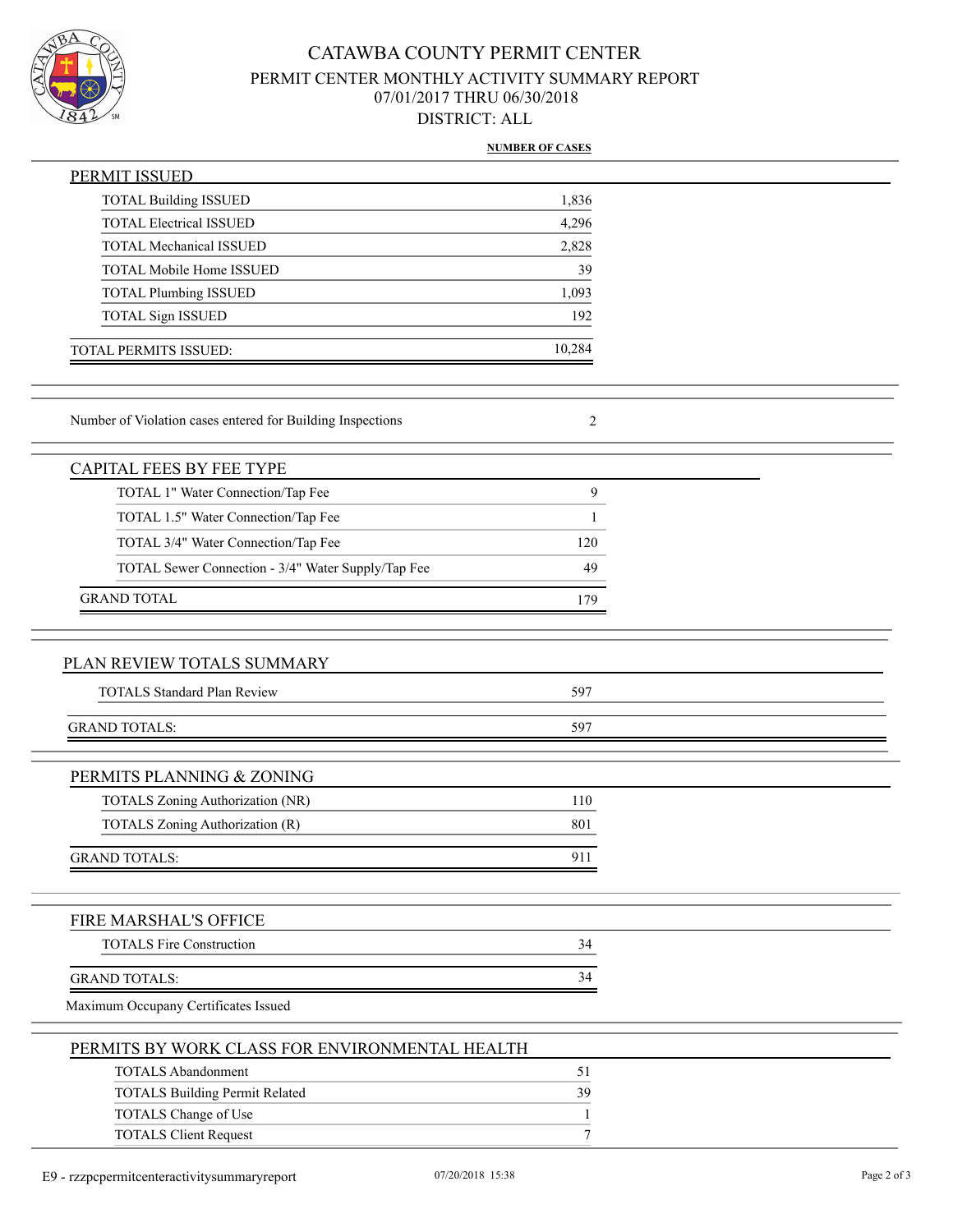# CATAWBA COUNTY PERMIT CENTER

## PERMIT CENTER MONTHLY ACTIVITY SUMMARY REPORT

07/01/2017 THRU 06/30/2018

DISTRICT: ALL

### PERMIT ISSUED

| | NUMBER OF CASES |
|---|---|
| TOTAL Building ISSUED | 1,836 |
| TOTAL Electrical ISSUED | 4,296 |
| TOTAL Mechanical ISSUED | 2,828 |
| TOTAL Mobile Home ISSUED | 39 |
| TOTAL Plumbing ISSUED | 1,093 |
| TOTAL Sign ISSUED | 192 |
| TOTAL PERMITS ISSUED: | 10,284 |

| | |
|---|---|
| Number of Violation cases entered for Building Inspections | 2 |

### CAPITAL FEES BY FEE TYPE

| | |
|---|---|
| TOTAL 1" Water Connection/Tap Fee | 9 |
| TOTAL 1.5" Water Connection/Tap Fee | 1 |
| TOTAL 3/4" Water Connection/Tap Fee | 120 |
| TOTAL Sewer Connection - 3/4" Water Supply/Tap Fee | 49 |
| GRAND TOTAL | 179 |

### PLAN REVIEW TOTALS SUMMARY

| | |
|---|---|
| TOTALS Standard Plan Review | 597 |
| GRAND TOTALS: | 597 |

### PERMITS PLANNING & ZONING

| | |
|---|---|
| TOTALS Zoning Authorization (NR) | 110 |
| TOTALS Zoning Authorization (R) | 801 |
| GRAND TOTALS: | 911 |

### FIRE MARSHAL'S OFFICE

| | |
|---|---|
| TOTALS Fire Construction | 34 |
| GRAND TOTALS: | 34 |

Maximum Occupany Certificates Issued

### PERMITS BY WORK CLASS FOR ENVIRONMENTAL HEALTH

| | |
|---|---|
| TOTALS Abandonment | 51 |
| TOTALS Building Permit Related | 39 |
| TOTALS Change of Use | 1 |
| TOTALS Client Request | 7 |

E9 - rzzpcpermitcenteractivitysummaryreport 07/20/2018 15:38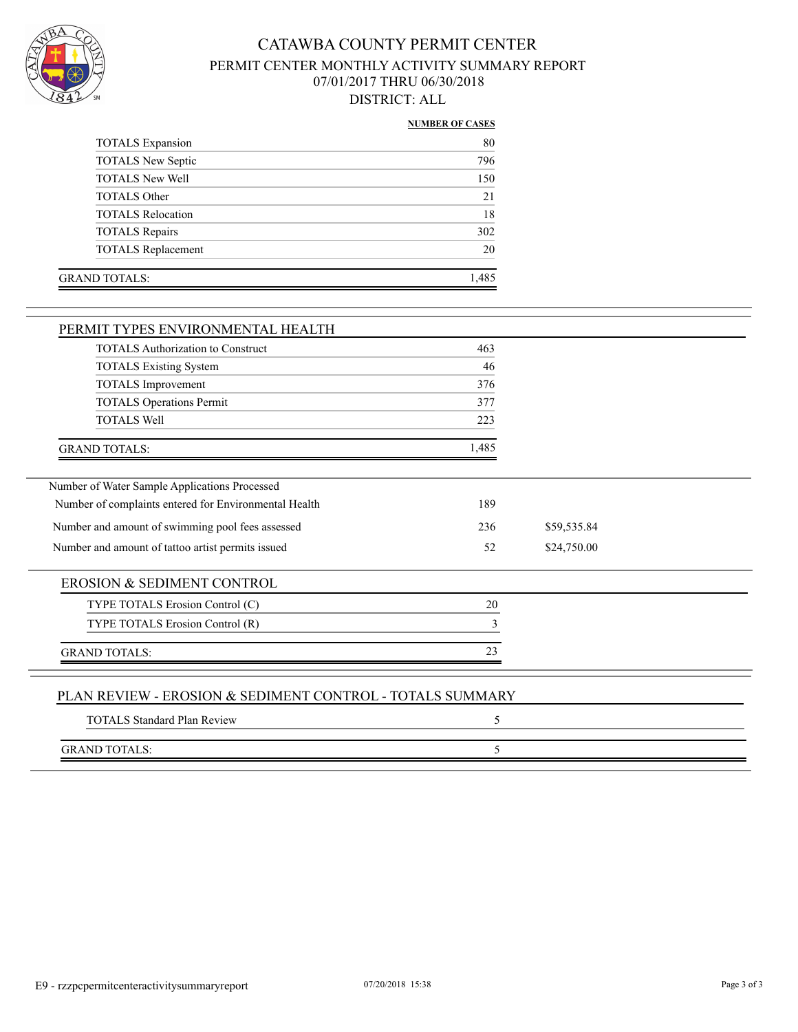# CATAWBA COUNTY PERMIT CENTER

## PERMIT CENTER MONTHLY ACTIVITY SUMMARY REPORT

07/01/2017 THRU 06/30/2018

DISTRICT: ALL

| | NUMBER OF CASES |
|---|---|
| TOTALS Expansion | 80 |
| TOTALS New Septic | 796 |
| TOTALS New Well | 150 |
| TOTALS Other | 21 |
| TOTALS Relocation | 18 |
| TOTALS Repairs | 302 |
| TOTALS Replacement | 20 |
| GRAND TOTALS: | 1,485 |

## PERMIT TYPES ENVIRONMENTAL HEALTH

| | |
|---|---|
| TOTALS Authorization to Construct | 463 |
| TOTALS Existing System | 46 |
| TOTALS Improvement | 376 |
| TOTALS Operations Permit | 377 |
| TOTALS Well | 223 |
| GRAND TOTALS: | 1,485 |

| | | |
|---|---|---|
| Number of Water Sample Applications Processed | | |
| Number of complaints entered for Environmental Health | 189 | |
| Number and amount of swimming pool fees assessed | 236 | $59,535.84 |
| Number and amount of tattoo artist permits issued | 52 | $24,750.00 |

## EROSION & SEDIMENT CONTROL

| | |
|---|---|
| TYPE TOTALS Erosion Control (C) | 20 |
| TYPE TOTALS Erosion Control (R) | 3 |
| GRAND TOTALS: | 23 |

## PLAN REVIEW - EROSION & SEDIMENT CONTROL - TOTALS SUMMARY

| | |
|---|---|
| TOTALS Standard Plan Review | 5 |
| GRAND TOTALS: | 5 |

E9 - rzzpcpermitcenteractivitysummaryreport 07/20/2018 15:38